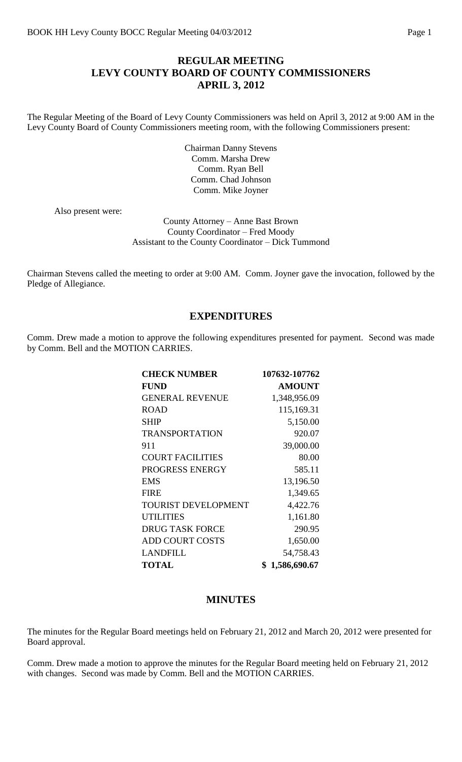# REGULAR MEETING
# LEVY COUNTY BOARD OF COUNTY COMMISSIONERS
# APRIL 3, 2012

The Regular Meeting of the Board of Levy County Commissioners was held on April 3, 2012 at 9:00 AM in the Levy County Board of County Commissioners meeting room, with the following Commissioners present:

Chairman Danny Stevens
Comm. Marsha Drew
Comm. Ryan Bell
Comm. Chad Johnson
Comm. Mike Joyner

Also present were:

County Attorney – Anne Bast Brown
County Coordinator – Fred Moody
Assistant to the County Coordinator – Dick Tummond

Chairman Stevens called the meeting to order at 9:00 AM. Comm. Joyner gave the invocation, followed by the Pledge of Allegiance.

## EXPENDITURES

Comm. Drew made a motion to approve the following expenditures presented for payment. Second was made by Comm. Bell and the MOTION CARRIES.

| CHECK NUMBER | 107632-107762 |
|---|---|
| **FUND** | **AMOUNT** |
| GENERAL REVENUE | 1,348,956.09 |
| ROAD | 115,169.31 |
| SHIP | 5,150.00 |
| TRANSPORTATION | 920.07 |
| 911 | 39,000.00 |
| COURT FACILITIES | 80.00 |
| PROGRESS ENERGY | 585.11 |
| EMS | 13,196.50 |
| FIRE | 1,349.65 |
| TOURIST DEVELOPMENT | 4,422.76 |
| UTILITIES | 1,161.80 |
| DRUG TASK FORCE | 290.95 |
| ADD COURT COSTS | 1,650.00 |
| LANDFILL | 54,758.43 |
| **TOTAL** | **$ 1,586,690.67** |

## MINUTES

The minutes for the Regular Board meetings held on February 21, 2012 and March 20, 2012 were presented for Board approval.

Comm. Drew made a motion to approve the minutes for the Regular Board meeting held on February 21, 2012 with changes. Second was made by Comm. Bell and the MOTION CARRIES.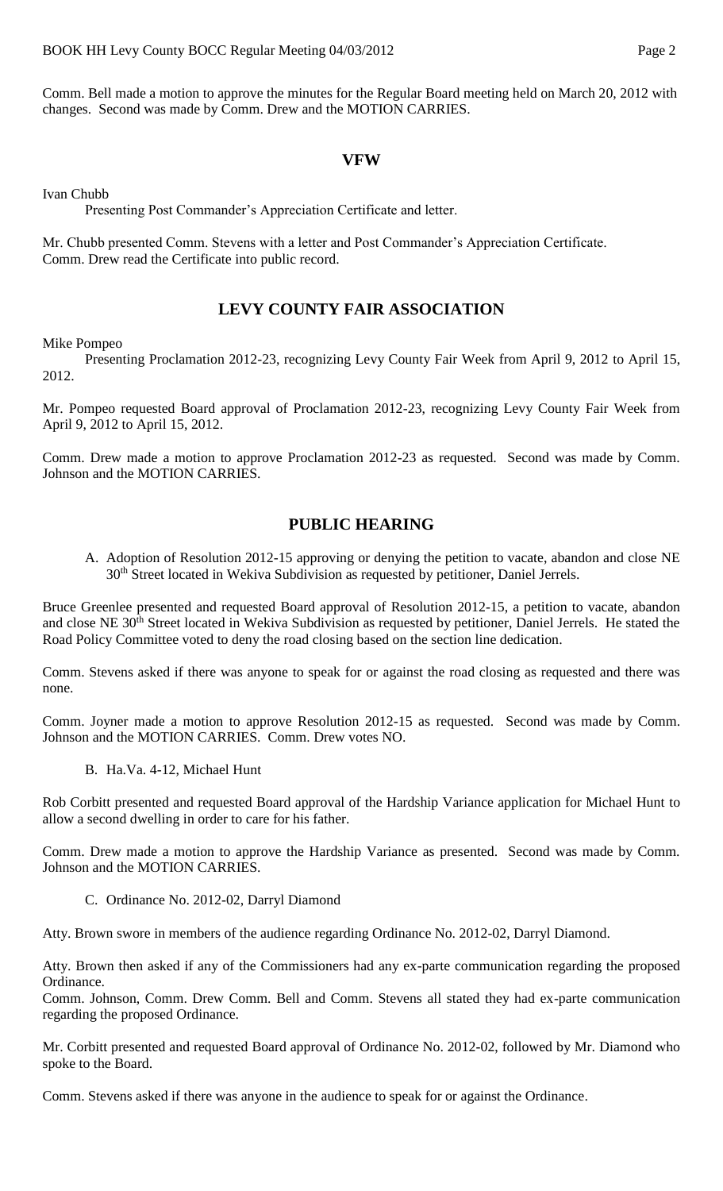Comm. Bell made a motion to approve the minutes for the Regular Board meeting held on March 20, 2012 with changes. Second was made by Comm. Drew and the MOTION CARRIES.

## VFW

Ivan Chubb

Presenting Post Commander's Appreciation Certificate and letter.

Mr. Chubb presented Comm. Stevens with a letter and Post Commander's Appreciation Certificate. Comm. Drew read the Certificate into public record.

## LEVY COUNTY FAIR ASSOCIATION

Mike Pompeo

Presenting Proclamation 2012-23, recognizing Levy County Fair Week from April 9, 2012 to April 15, 2012.

Mr. Pompeo requested Board approval of Proclamation 2012-23, recognizing Levy County Fair Week from April 9, 2012 to April 15, 2012.

Comm. Drew made a motion to approve Proclamation 2012-23 as requested. Second was made by Comm. Johnson and the MOTION CARRIES.

## PUBLIC HEARING

A. Adoption of Resolution 2012-15 approving or denying the petition to vacate, abandon and close NE 30th Street located in Wekiva Subdivision as requested by petitioner, Daniel Jerrels.

Bruce Greenlee presented and requested Board approval of Resolution 2012-15, a petition to vacate, abandon and close NE 30th Street located in Wekiva Subdivision as requested by petitioner, Daniel Jerrels. He stated the Road Policy Committee voted to deny the road closing based on the section line dedication.

Comm. Stevens asked if there was anyone to speak for or against the road closing as requested and there was none.

Comm. Joyner made a motion to approve Resolution 2012-15 as requested. Second was made by Comm. Johnson and the MOTION CARRIES. Comm. Drew votes NO.

B. Ha.Va. 4-12, Michael Hunt

Rob Corbitt presented and requested Board approval of the Hardship Variance application for Michael Hunt to allow a second dwelling in order to care for his father.

Comm. Drew made a motion to approve the Hardship Variance as presented. Second was made by Comm. Johnson and the MOTION CARRIES.

C. Ordinance No. 2012-02, Darryl Diamond

Atty. Brown swore in members of the audience regarding Ordinance No. 2012-02, Darryl Diamond.

Atty. Brown then asked if any of the Commissioners had any ex-parte communication regarding the proposed Ordinance.
Comm. Johnson, Comm. Drew Comm. Bell and Comm. Stevens all stated they had ex-parte communication regarding the proposed Ordinance.

Mr. Corbitt presented and requested Board approval of Ordinance No. 2012-02, followed by Mr. Diamond who spoke to the Board.

Comm. Stevens asked if there was anyone in the audience to speak for or against the Ordinance.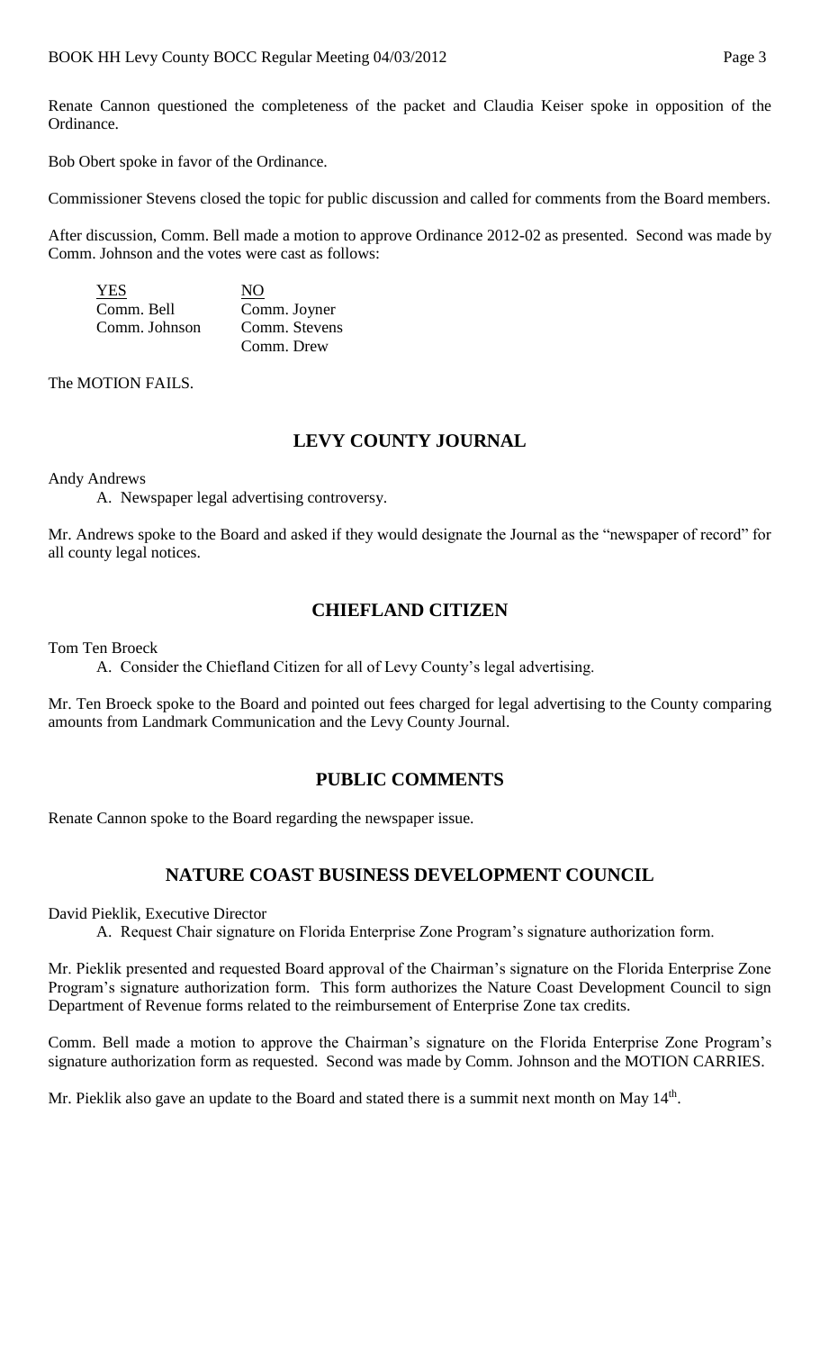Renate Cannon questioned the completeness of the packet and Claudia Keiser spoke in opposition of the Ordinance.

Bob Obert spoke in favor of the Ordinance.

Commissioner Stevens closed the topic for public discussion and called for comments from the Board members.

After discussion, Comm. Bell made a motion to approve Ordinance 2012-02 as presented. Second was made by Comm. Johnson and the votes were cast as follows:

| YES | NO |
|---|---|
| Comm. Bell | Comm. Joyner |
| Comm. Johnson | Comm. Stevens |
| | Comm. Drew |

The MOTION FAILS.

## LEVY COUNTY JOURNAL

Andy Andrews

A. Newspaper legal advertising controversy.

Mr. Andrews spoke to the Board and asked if they would designate the Journal as the "newspaper of record" for all county legal notices.

## CHIEFLAND CITIZEN

Tom Ten Broeck

A. Consider the Chiefland Citizen for all of Levy County's legal advertising.

Mr. Ten Broeck spoke to the Board and pointed out fees charged for legal advertising to the County comparing amounts from Landmark Communication and the Levy County Journal.

## PUBLIC COMMENTS

Renate Cannon spoke to the Board regarding the newspaper issue.

## NATURE COAST BUSINESS DEVELOPMENT COUNCIL

David Pieklik, Executive Director

A. Request Chair signature on Florida Enterprise Zone Program's signature authorization form.

Mr. Pieklik presented and requested Board approval of the Chairman's signature on the Florida Enterprise Zone Program's signature authorization form. This form authorizes the Nature Coast Development Council to sign Department of Revenue forms related to the reimbursement of Enterprise Zone tax credits.

Comm. Bell made a motion to approve the Chairman's signature on the Florida Enterprise Zone Program's signature authorization form as requested. Second was made by Comm. Johnson and the MOTION CARRIES.

Mr. Pieklik also gave an update to the Board and stated there is a summit next month on May 14th.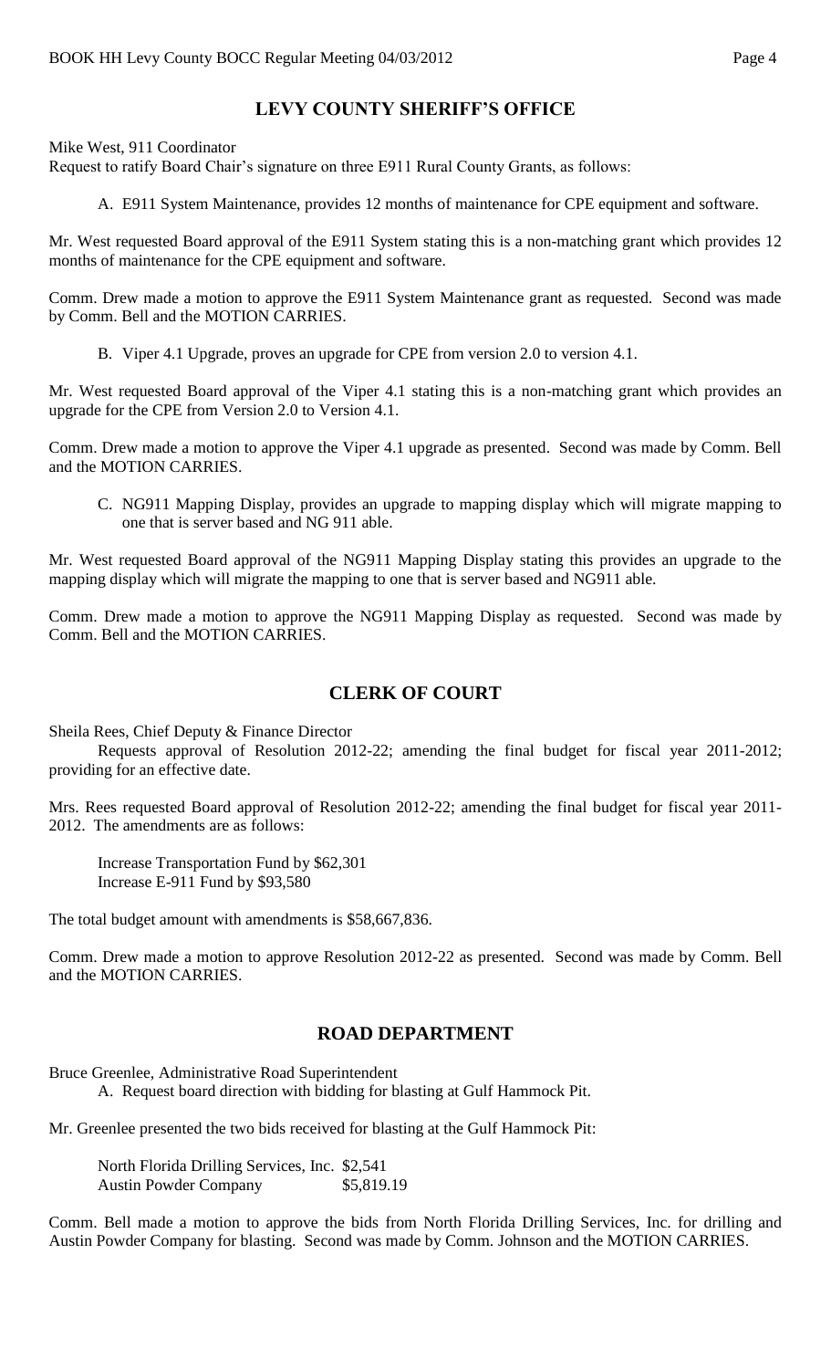## LEVY COUNTY SHERIFF'S OFFICE

Mike West, 911 Coordinator
Request to ratify Board Chair's signature on three E911 Rural County Grants, as follows:

A. E911 System Maintenance, provides 12 months of maintenance for CPE equipment and software.

Mr. West requested Board approval of the E911 System stating this is a non-matching grant which provides 12 months of maintenance for the CPE equipment and software.

Comm. Drew made a motion to approve the E911 System Maintenance grant as requested. Second was made by Comm. Bell and the MOTION CARRIES.

B. Viper 4.1 Upgrade, proves an upgrade for CPE from version 2.0 to version 4.1.

Mr. West requested Board approval of the Viper 4.1 stating this is a non-matching grant which provides an upgrade for the CPE from Version 2.0 to Version 4.1.

Comm. Drew made a motion to approve the Viper 4.1 upgrade as presented. Second was made by Comm. Bell and the MOTION CARRIES.

C. NG911 Mapping Display, provides an upgrade to mapping display which will migrate mapping to one that is server based and NG 911 able.

Mr. West requested Board approval of the NG911 Mapping Display stating this provides an upgrade to the mapping display which will migrate the mapping to one that is server based and NG911 able.

Comm. Drew made a motion to approve the NG911 Mapping Display as requested. Second was made by Comm. Bell and the MOTION CARRIES.

## CLERK OF COURT

Sheila Rees, Chief Deputy & Finance Director

Requests approval of Resolution 2012-22; amending the final budget for fiscal year 2011-2012; providing for an effective date.

Mrs. Rees requested Board approval of Resolution 2012-22; amending the final budget for fiscal year 2011-2012. The amendments are as follows:

Increase Transportation Fund by $62,301
Increase E-911 Fund by $93,580

The total budget amount with amendments is $58,667,836.

Comm. Drew made a motion to approve Resolution 2012-22 as presented. Second was made by Comm. Bell and the MOTION CARRIES.

## ROAD DEPARTMENT

Bruce Greenlee, Administrative Road Superintendent

A. Request board direction with bidding for blasting at Gulf Hammock Pit.

Mr. Greenlee presented the two bids received for blasting at the Gulf Hammock Pit:

| | |
|---|---|
| North Florida Drilling Services, Inc. | $2,541 |
| Austin Powder Company | $5,819.19 |

Comm. Bell made a motion to approve the bids from North Florida Drilling Services, Inc. for drilling and Austin Powder Company for blasting. Second was made by Comm. Johnson and the MOTION CARRIES.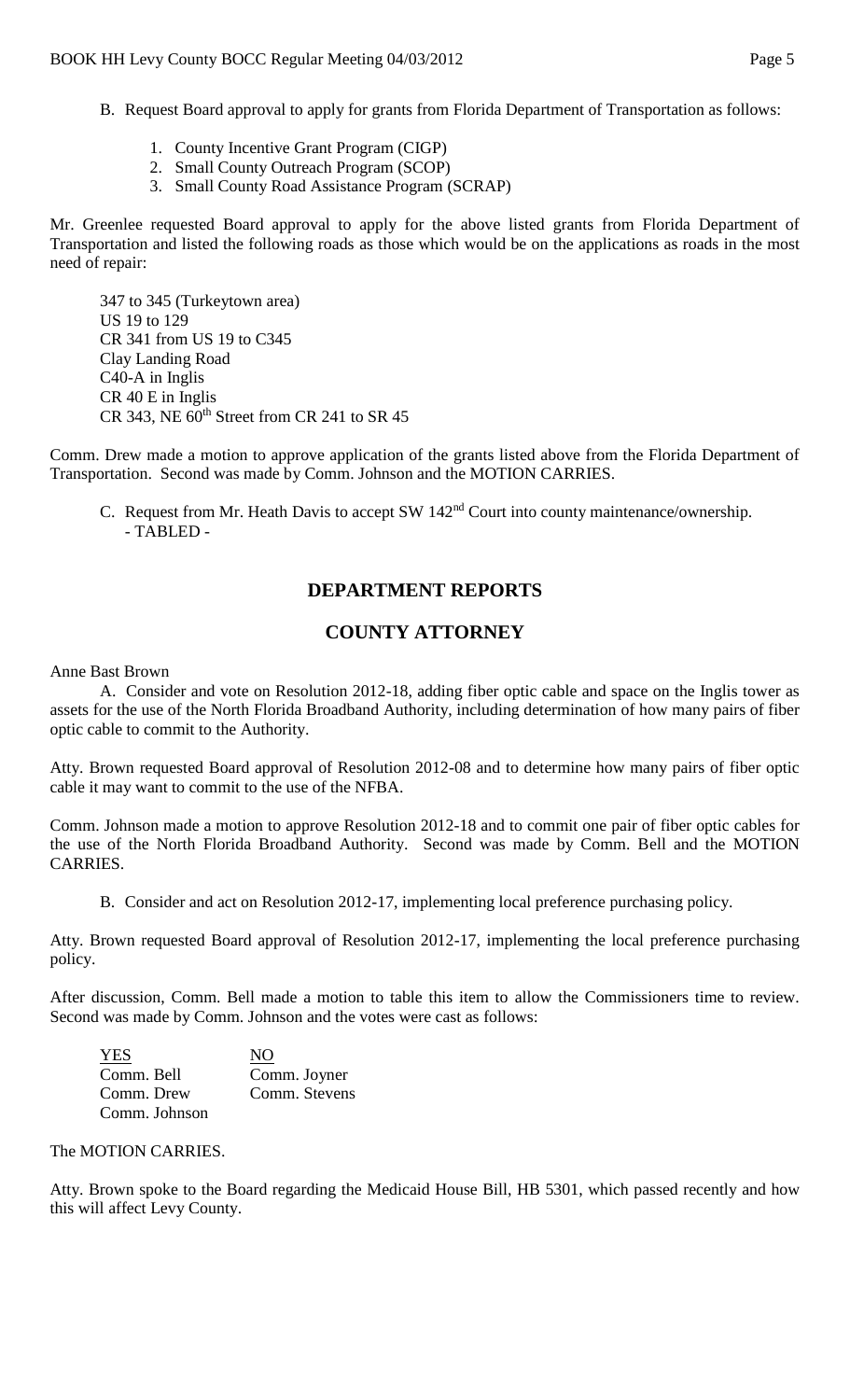B. Request Board approval to apply for grants from Florida Department of Transportation as follows:

1. County Incentive Grant Program (CIGP)
2. Small County Outreach Program (SCOP)
3. Small County Road Assistance Program (SCRAP)

Mr. Greenlee requested Board approval to apply for the above listed grants from Florida Department of Transportation and listed the following roads as those which would be on the applications as roads in the most need of repair:

347 to 345 (Turkeytown area)
US 19 to 129
CR 341 from US 19 to C345
Clay Landing Road
C40-A in Inglis
CR 40 E in Inglis
CR 343, NE 60th Street from CR 241 to SR 45

Comm. Drew made a motion to approve application of the grants listed above from the Florida Department of Transportation. Second was made by Comm. Johnson and the MOTION CARRIES.

C. Request from Mr. Heath Davis to accept SW 142nd Court into county maintenance/ownership.
- TABLED -

## DEPARTMENT REPORTS

## COUNTY ATTORNEY

Anne Bast Brown

A. Consider and vote on Resolution 2012-18, adding fiber optic cable and space on the Inglis tower as assets for the use of the North Florida Broadband Authority, including determination of how many pairs of fiber optic cable to commit to the Authority.

Atty. Brown requested Board approval of Resolution 2012-08 and to determine how many pairs of fiber optic cable it may want to commit to the use of the NFBA.

Comm. Johnson made a motion to approve Resolution 2012-18 and to commit one pair of fiber optic cables for the use of the North Florida Broadband Authority. Second was made by Comm. Bell and the MOTION CARRIES.

B. Consider and act on Resolution 2012-17, implementing local preference purchasing policy.

Atty. Brown requested Board approval of Resolution 2012-17, implementing the local preference purchasing policy.

After discussion, Comm. Bell made a motion to table this item to allow the Commissioners time to review. Second was made by Comm. Johnson and the votes were cast as follows:

| YES | NO |
|---|---|
| Comm. Bell | Comm. Joyner |
| Comm. Drew | Comm. Stevens |
| Comm. Johnson | |

The MOTION CARRIES.

Atty. Brown spoke to the Board regarding the Medicaid House Bill, HB 5301, which passed recently and how this will affect Levy County.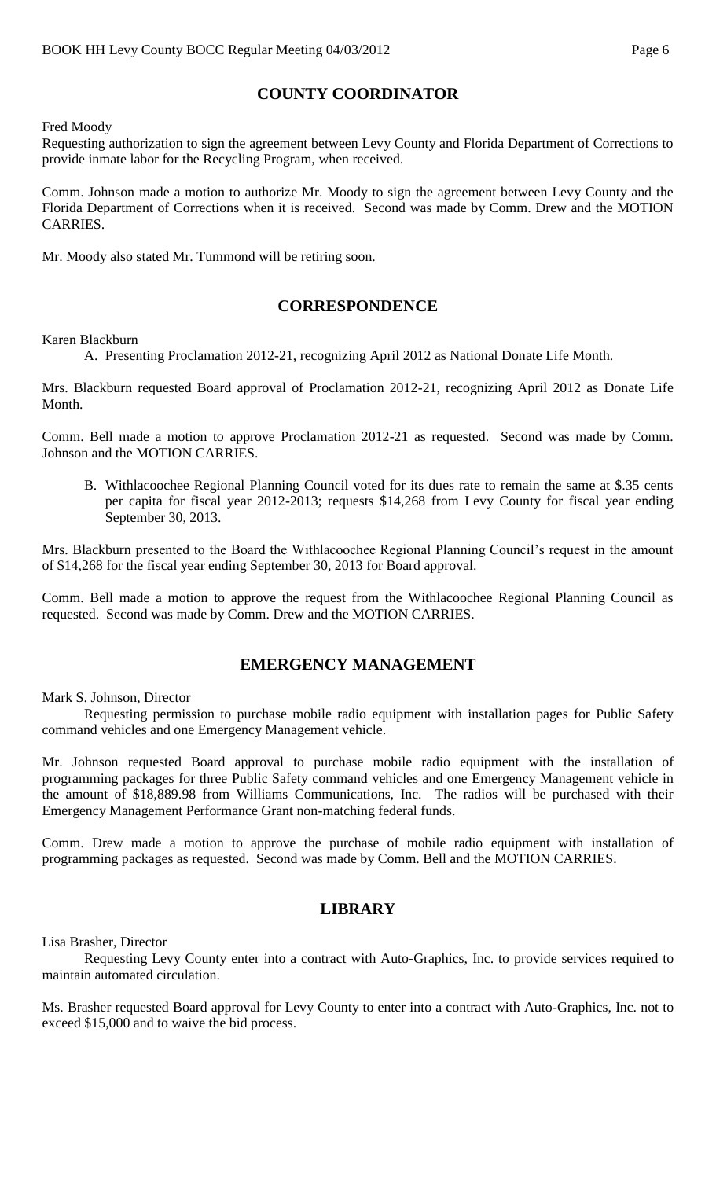## COUNTY COORDINATOR

Fred Moody

Requesting authorization to sign the agreement between Levy County and Florida Department of Corrections to provide inmate labor for the Recycling Program, when received.

Comm. Johnson made a motion to authorize Mr. Moody to sign the agreement between Levy County and the Florida Department of Corrections when it is received. Second was made by Comm. Drew and the MOTION CARRIES.

Mr. Moody also stated Mr. Tummond will be retiring soon.

## CORRESPONDENCE

Karen Blackburn

A. Presenting Proclamation 2012-21, recognizing April 2012 as National Donate Life Month.

Mrs. Blackburn requested Board approval of Proclamation 2012-21, recognizing April 2012 as Donate Life Month.

Comm. Bell made a motion to approve Proclamation 2012-21 as requested. Second was made by Comm. Johnson and the MOTION CARRIES.

B. Withlacoochee Regional Planning Council voted for its dues rate to remain the same at $.35 cents per capita for fiscal year 2012-2013; requests $14,268 from Levy County for fiscal year ending September 30, 2013.

Mrs. Blackburn presented to the Board the Withlacoochee Regional Planning Council's request in the amount of $14,268 for the fiscal year ending September 30, 2013 for Board approval.

Comm. Bell made a motion to approve the request from the Withlacoochee Regional Planning Council as requested. Second was made by Comm. Drew and the MOTION CARRIES.

## EMERGENCY MANAGEMENT

Mark S. Johnson, Director

Requesting permission to purchase mobile radio equipment with installation pages for Public Safety command vehicles and one Emergency Management vehicle.

Mr. Johnson requested Board approval to purchase mobile radio equipment with the installation of programming packages for three Public Safety command vehicles and one Emergency Management vehicle in the amount of $18,889.98 from Williams Communications, Inc. The radios will be purchased with their Emergency Management Performance Grant non-matching federal funds.

Comm. Drew made a motion to approve the purchase of mobile radio equipment with installation of programming packages as requested. Second was made by Comm. Bell and the MOTION CARRIES.

## LIBRARY

Lisa Brasher, Director

Requesting Levy County enter into a contract with Auto-Graphics, Inc. to provide services required to maintain automated circulation.

Ms. Brasher requested Board approval for Levy County to enter into a contract with Auto-Graphics, Inc. not to exceed $15,000 and to waive the bid process.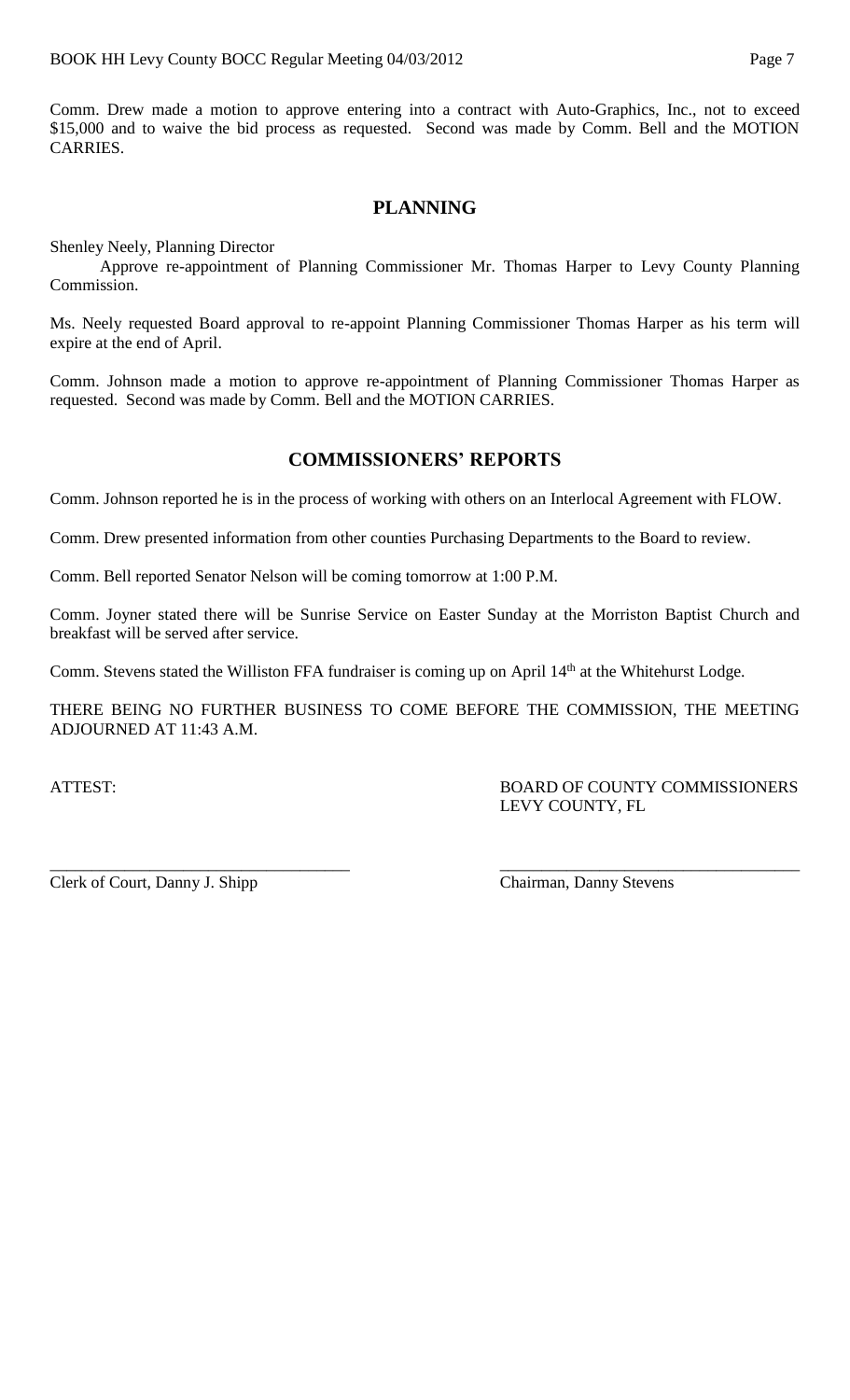Comm. Drew made a motion to approve entering into a contract with Auto-Graphics, Inc., not to exceed $15,000 and to waive the bid process as requested. Second was made by Comm. Bell and the MOTION CARRIES.

## PLANNING

Shenley Neely, Planning Director

Approve re-appointment of Planning Commissioner Mr. Thomas Harper to Levy County Planning Commission.

Ms. Neely requested Board approval to re-appoint Planning Commissioner Thomas Harper as his term will expire at the end of April.

Comm. Johnson made a motion to approve re-appointment of Planning Commissioner Thomas Harper as requested. Second was made by Comm. Bell and the MOTION CARRIES.

## COMMISSIONERS' REPORTS

Comm. Johnson reported he is in the process of working with others on an Interlocal Agreement with FLOW.

Comm. Drew presented information from other counties Purchasing Departments to the Board to review.

Comm. Bell reported Senator Nelson will be coming tomorrow at 1:00 P.M.

Comm. Joyner stated there will be Sunrise Service on Easter Sunday at the Morriston Baptist Church and breakfast will be served after service.

Comm. Stevens stated the Williston FFA fundraiser is coming up on April 14th at the Whitehurst Lodge.

THERE BEING NO FURTHER BUSINESS TO COME BEFORE THE COMMISSION, THE MEETING ADJOURNED AT 11:43 A.M.

ATTEST:

BOARD OF COUNTY COMMISSIONERS
LEVY COUNTY, FL

\_\_\_\_\_\_\_\_\_\_\_\_\_\_\_\_\_\_\_\_\_\_\_\_\_\_\_\_\_\_\_\_\_\_\_\_
Clerk of Court, Danny J. Shipp

\_\_\_\_\_\_\_\_\_\_\_\_\_\_\_\_\_\_\_\_\_\_\_\_\_\_\_\_\_\_\_\_\_\_\_\_
Chairman, Danny Stevens